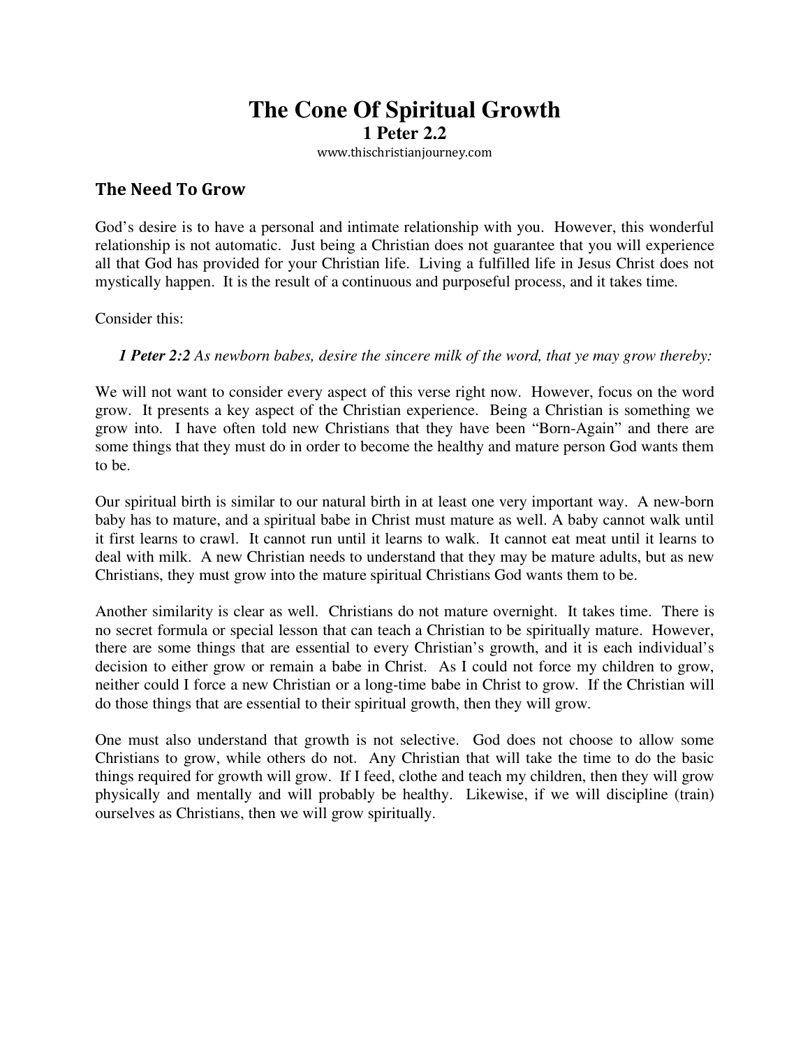# The Cone Of Spiritual Growth

## 1 Peter 2.2

www.thischristianjourney.com

## The Need To Grow

God's desire is to have a personal and intimate relationship with you. However, this wonderful relationship is not automatic. Just being a Christian does not guarantee that you will experience all that God has provided for your Christian life. Living a fulfilled life in Jesus Christ does not mystically happen. It is the result of a continuous and purposeful process, and it takes time.

Consider this:

> ***1 Peter 2:2*** *As newborn babes, desire the sincere milk of the word, that ye may grow thereby:*

We will not want to consider every aspect of this verse right now. However, focus on the word grow. It presents a key aspect of the Christian experience. Being a Christian is something we grow into. I have often told new Christians that they have been "Born-Again" and there are some things that they must do in order to become the healthy and mature person God wants them to be.

Our spiritual birth is similar to our natural birth in at least one very important way. A new-born baby has to mature, and a spiritual babe in Christ must mature as well. A baby cannot walk until it first learns to crawl. It cannot run until it learns to walk. It cannot eat meat until it learns to deal with milk. A new Christian needs to understand that they may be mature adults, but as new Christians, they must grow into the mature spiritual Christians God wants them to be.

Another similarity is clear as well. Christians do not mature overnight. It takes time. There is no secret formula or special lesson that can teach a Christian to be spiritually mature. However, there are some things that are essential to every Christian's growth, and it is each individual's decision to either grow or remain a babe in Christ. As I could not force my children to grow, neither could I force a new Christian or a long-time babe in Christ to grow. If the Christian will do those things that are essential to their spiritual growth, then they will grow.

One must also understand that growth is not selective. God does not choose to allow some Christians to grow, while others do not. Any Christian that will take the time to do the basic things required for growth will grow. If I feed, clothe and teach my children, then they will grow physically and mentally and will probably be healthy. Likewise, if we will discipline (train) ourselves as Christians, then we will grow spiritually.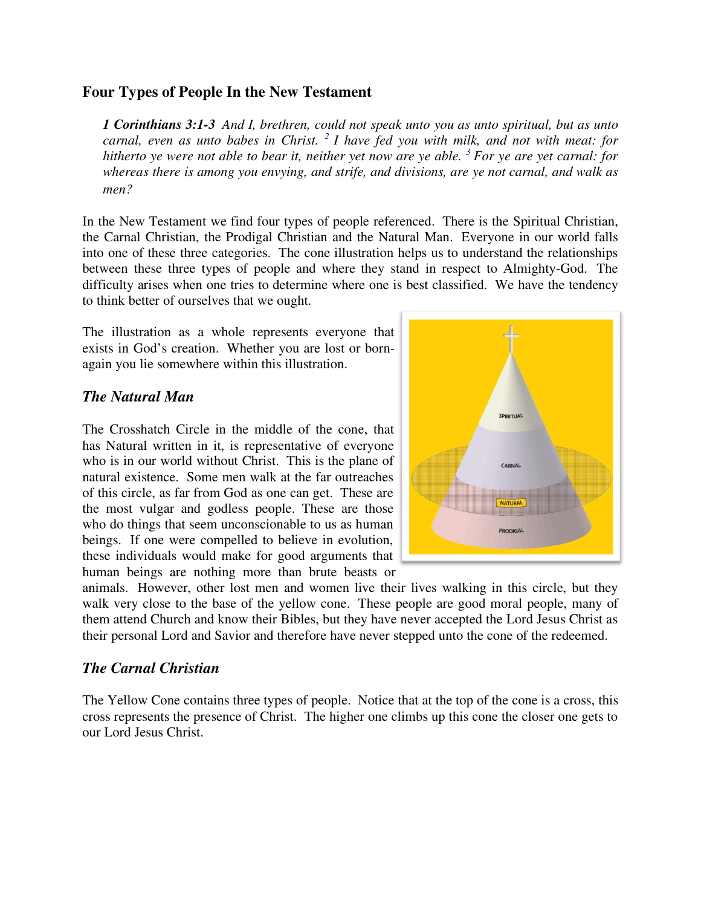## Four Types of People In the New Testament

> ***1 Corinthians 3:1-3*** *And I, brethren, could not speak unto you as unto spiritual, but as unto carnal, even as unto babes in Christ. [2] I have fed you with milk, and not with meat: for hitherto ye were not able to bear it, neither yet now are ye able. [3] For ye are yet carnal: for whereas there is among you envying, and strife, and divisions, are ye not carnal, and walk as men?*

In the New Testament we find four types of people referenced. There is the Spiritual Christian, the Carnal Christian, the Prodigal Christian and the Natural Man. Everyone in our world falls into one of these three categories. The cone illustration helps us to understand the relationships between these three types of people and where they stand in respect to Almighty-God. The difficulty arises when one tries to determine where one is best classified. We have the tendency to think better of ourselves that we ought.

The illustration as a whole represents everyone that exists in God's creation. Whether you are lost or born-again you lie somewhere within this illustration.

### *The Natural Man*

The Crosshatch Circle in the middle of the cone, that has Natural written in it, is representative of everyone who is in our world without Christ. This is the plane of natural existence. Some men walk at the far outreaches of this circle, as far from God as one can get. These are the most vulgar and godless people. These are those who do things that seem unconscionable to us as human beings. If one were compelled to believe in evolution, these individuals would make for good arguments that human beings are nothing more than brute beasts or animals. However, other lost men and women live their lives walking in this circle, but they walk very close to the base of the yellow cone. These people are good moral people, many of them attend Church and know their Bibles, but they have never accepted the Lord Jesus Christ as their personal Lord and Savior and therefore have never stepped unto the cone of the redeemed.

### *The Carnal Christian*

The Yellow Cone contains three types of people. Notice that at the top of the cone is a cross, this cross represents the presence of Christ. The higher one climbs up this cone the closer one gets to our Lord Jesus Christ.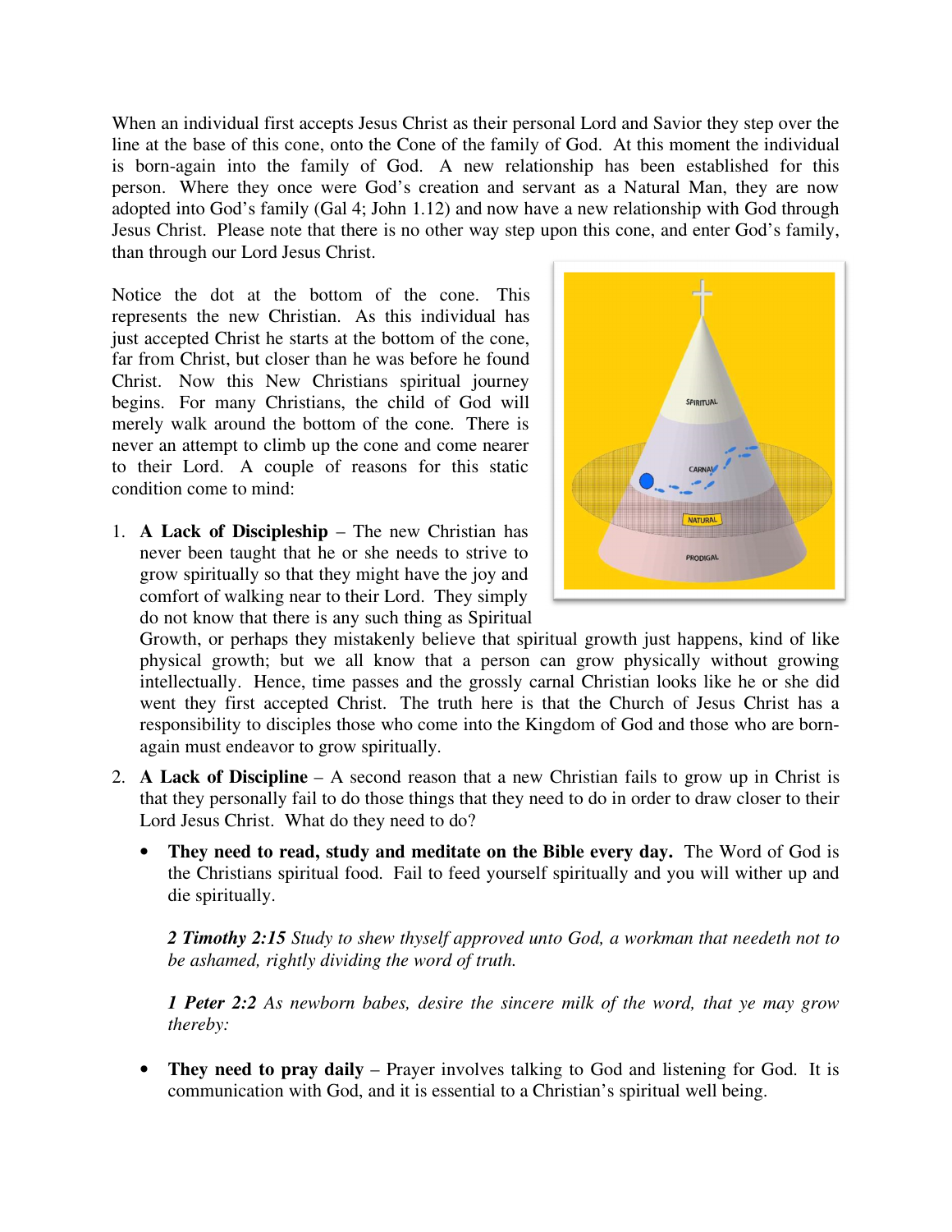When an individual first accepts Jesus Christ as their personal Lord and Savior they step over the line at the base of this cone, onto the Cone of the family of God. At this moment the individual is born-again into the family of God. A new relationship has been established for this person. Where they once were God's creation and servant as a Natural Man, they are now adopted into God's family (Gal 4; John 1.12) and now have a new relationship with God through Jesus Christ. Please note that there is no other way step upon this cone, and enter God's family, than through our Lord Jesus Christ.

Notice the dot at the bottom of the cone. This represents the new Christian. As this individual has just accepted Christ he starts at the bottom of the cone, far from Christ, but closer than he was before he found Christ. Now this New Christians spiritual journey begins. For many Christians, the child of God will merely walk around the bottom of the cone. There is never an attempt to climb up the cone and come nearer to their Lord. A couple of reasons for this static condition come to mind:

1. **A Lack of Discipleship** – The new Christian has never been taught that he or she needs to strive to grow spiritually so that they might have the joy and comfort of walking near to their Lord. They simply do not know that there is any such thing as Spiritual Growth, or perhaps they mistakenly believe that spiritual growth just happens, kind of like physical growth; but we all know that a person can grow physically without growing intellectually. Hence, time passes and the grossly carnal Christian looks like he or she did went they first accepted Christ. The truth here is that the Church of Jesus Christ has a responsibility to disciples those who come into the Kingdom of God and those who are born-again must endeavor to grow spiritually.

2. **A Lack of Discipline** – A second reason that a new Christian fails to grow up in Christ is that they personally fail to do those things that they need to do in order to draw closer to their Lord Jesus Christ. What do they need to do?

   - **They need to read, study and meditate on the Bible every day.** The Word of God is the Christians spiritual food. Fail to feed yourself spiritually and you will wither up and die spiritually.

     ***2 Timothy 2:15*** *Study to shew thyself approved unto God, a workman that needeth not to be ashamed, rightly dividing the word of truth.*

     ***1 Peter 2:2*** *As newborn babes, desire the sincere milk of the word, that ye may grow thereby:*

   - **They need to pray daily** – Prayer involves talking to God and listening for God. It is communication with God, and it is essential to a Christian's spiritual well being.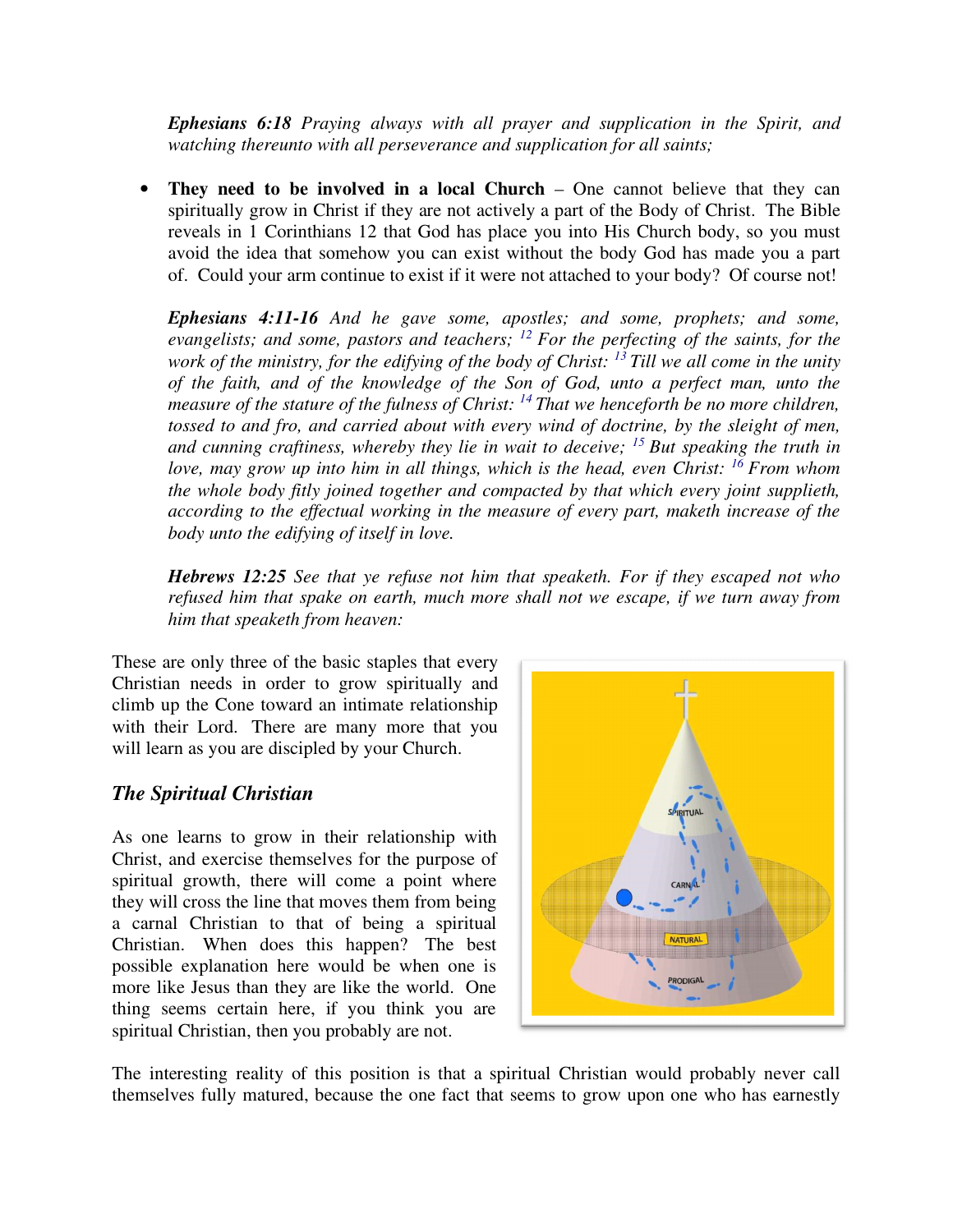*Ephesians 6:18 Praying always with all prayer and supplication in the Spirit, and watching thereunto with all perseverance and supplication for all saints;*

- **They need to be involved in a local Church** – One cannot believe that they can spiritually grow in Christ if they are not actively a part of the Body of Christ. The Bible reveals in 1 Corinthians 12 that God has place you into His Church body, so you must avoid the idea that somehow you can exist without the body God has made you a part of. Could your arm continue to exist if it were not attached to your body? Of course not!

  ***Ephesians 4:11-16*** *And he gave some, apostles; and some, prophets; and some, evangelists; and some, pastors and teachers; [12] For the perfecting of the saints, for the work of the ministry, for the edifying of the body of Christ: [13] Till we all come in the unity of the faith, and of the knowledge of the Son of God, unto a perfect man, unto the measure of the stature of the fulness of Christ: [14] That we henceforth be no more children, tossed to and fro, and carried about with every wind of doctrine, by the sleight of men, and cunning craftiness, whereby they lie in wait to deceive; [15] But speaking the truth in love, may grow up into him in all things, which is the head, even Christ: [16] From whom the whole body fitly joined together and compacted by that which every joint supplieth, according to the effectual working in the measure of every part, maketh increase of the body unto the edifying of itself in love.*

  ***Hebrews 12:25*** *See that ye refuse not him that speaketh. For if they escaped not who refused him that spake on earth, much more shall not we escape, if we turn away from him that speaketh from heaven:*

These are only three of the basic staples that every Christian needs in order to grow spiritually and climb up the Cone toward an intimate relationship with their Lord. There are many more that you will learn as you are discipled by your Church.

### *The Spiritual Christian*

As one learns to grow in their relationship with Christ, and exercise themselves for the purpose of spiritual growth, there will come a point where they will cross the line that moves them from being a carnal Christian to that of being a spiritual Christian. When does this happen? The best possible explanation here would be when one is more like Jesus than they are like the world. One thing seems certain here, if you think you are spiritual Christian, then you probably are not.

The interesting reality of this position is that a spiritual Christian would probably never call themselves fully matured, because the one fact that seems to grow upon one who has earnestly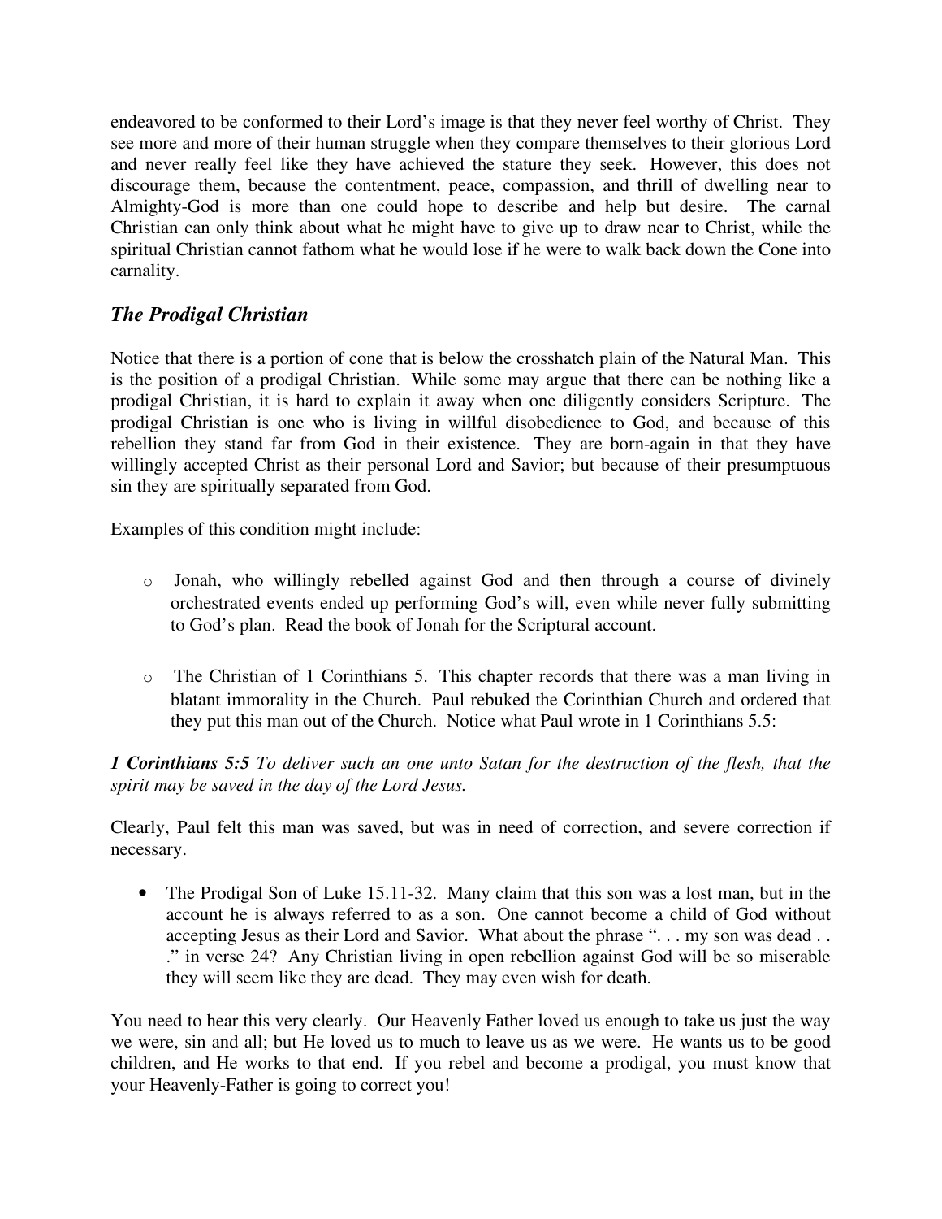endeavored to be conformed to their Lord's image is that they never feel worthy of Christ. They see more and more of their human struggle when they compare themselves to their glorious Lord and never really feel like they have achieved the stature they seek. However, this does not discourage them, because the contentment, peace, compassion, and thrill of dwelling near to Almighty-God is more than one could hope to describe and help but desire. The carnal Christian can only think about what he might have to give up to draw near to Christ, while the spiritual Christian cannot fathom what he would lose if he were to walk back down the Cone into carnality.

### *The Prodigal Christian*

Notice that there is a portion of cone that is below the crosshatch plain of the Natural Man. This is the position of a prodigal Christian. While some may argue that there can be nothing like a prodigal Christian, it is hard to explain it away when one diligently considers Scripture. The prodigal Christian is one who is living in willful disobedience to God, and because of this rebellion they stand far from God in their existence. They are born-again in that they have willingly accepted Christ as their personal Lord and Savior; but because of their presumptuous sin they are spiritually separated from God.

Examples of this condition might include:

- Jonah, who willingly rebelled against God and then through a course of divinely orchestrated events ended up performing God's will, even while never fully submitting to God's plan. Read the book of Jonah for the Scriptural account.

- The Christian of 1 Corinthians 5. This chapter records that there was a man living in blatant immorality in the Church. Paul rebuked the Corinthian Church and ordered that they put this man out of the Church. Notice what Paul wrote in 1 Corinthians 5.5:

***1 Corinthians 5:5*** *To deliver such an one unto Satan for the destruction of the flesh, that the spirit may be saved in the day of the Lord Jesus.*

Clearly, Paul felt this man was saved, but was in need of correction, and severe correction if necessary.

- The Prodigal Son of Luke 15.11-32. Many claim that this son was a lost man, but in the account he is always referred to as a son. One cannot become a child of God without accepting Jesus as their Lord and Savior. What about the phrase ". . . my son was dead . . ." in verse 24? Any Christian living in open rebellion against God will be so miserable they will seem like they are dead. They may even wish for death.

You need to hear this very clearly. Our Heavenly Father loved us enough to take us just the way we were, sin and all; but He loved us to much to leave us as we were. He wants us to be good children, and He works to that end. If you rebel and become a prodigal, you must know that your Heavenly-Father is going to correct you!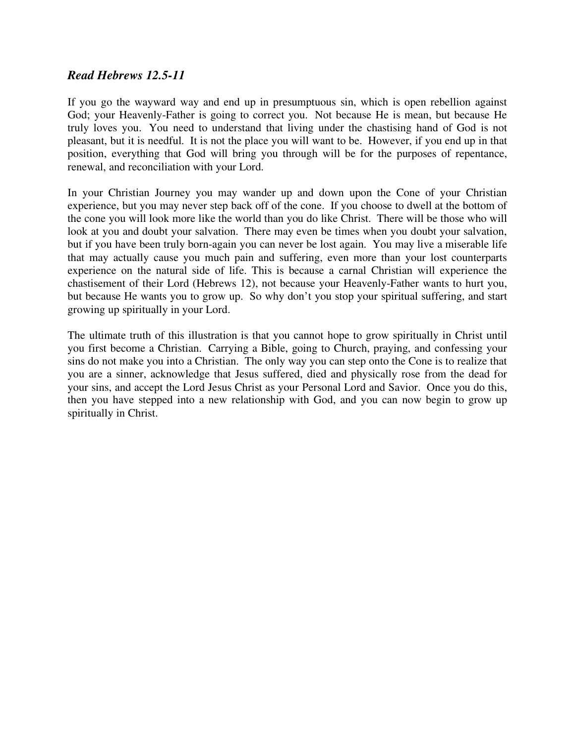### *Read Hebrews 12.5-11*

If you go the wayward way and end up in presumptuous sin, which is open rebellion against God; your Heavenly-Father is going to correct you. Not because He is mean, but because He truly loves you. You need to understand that living under the chastising hand of God is not pleasant, but it is needful. It is not the place you will want to be. However, if you end up in that position, everything that God will bring you through will be for the purposes of repentance, renewal, and reconciliation with your Lord.

In your Christian Journey you may wander up and down upon the Cone of your Christian experience, but you may never step back off of the cone. If you choose to dwell at the bottom of the cone you will look more like the world than you do like Christ. There will be those who will look at you and doubt your salvation. There may even be times when you doubt your salvation, but if you have been truly born-again you can never be lost again. You may live a miserable life that may actually cause you much pain and suffering, even more than your lost counterparts experience on the natural side of life. This is because a carnal Christian will experience the chastisement of their Lord (Hebrews 12), not because your Heavenly-Father wants to hurt you, but because He wants you to grow up. So why don't you stop your spiritual suffering, and start growing up spiritually in your Lord.

The ultimate truth of this illustration is that you cannot hope to grow spiritually in Christ until you first become a Christian. Carrying a Bible, going to Church, praying, and confessing your sins do not make you into a Christian. The only way you can step onto the Cone is to realize that you are a sinner, acknowledge that Jesus suffered, died and physically rose from the dead for your sins, and accept the Lord Jesus Christ as your Personal Lord and Savior. Once you do this, then you have stepped into a new relationship with God, and you can now begin to grow up spiritually in Christ.